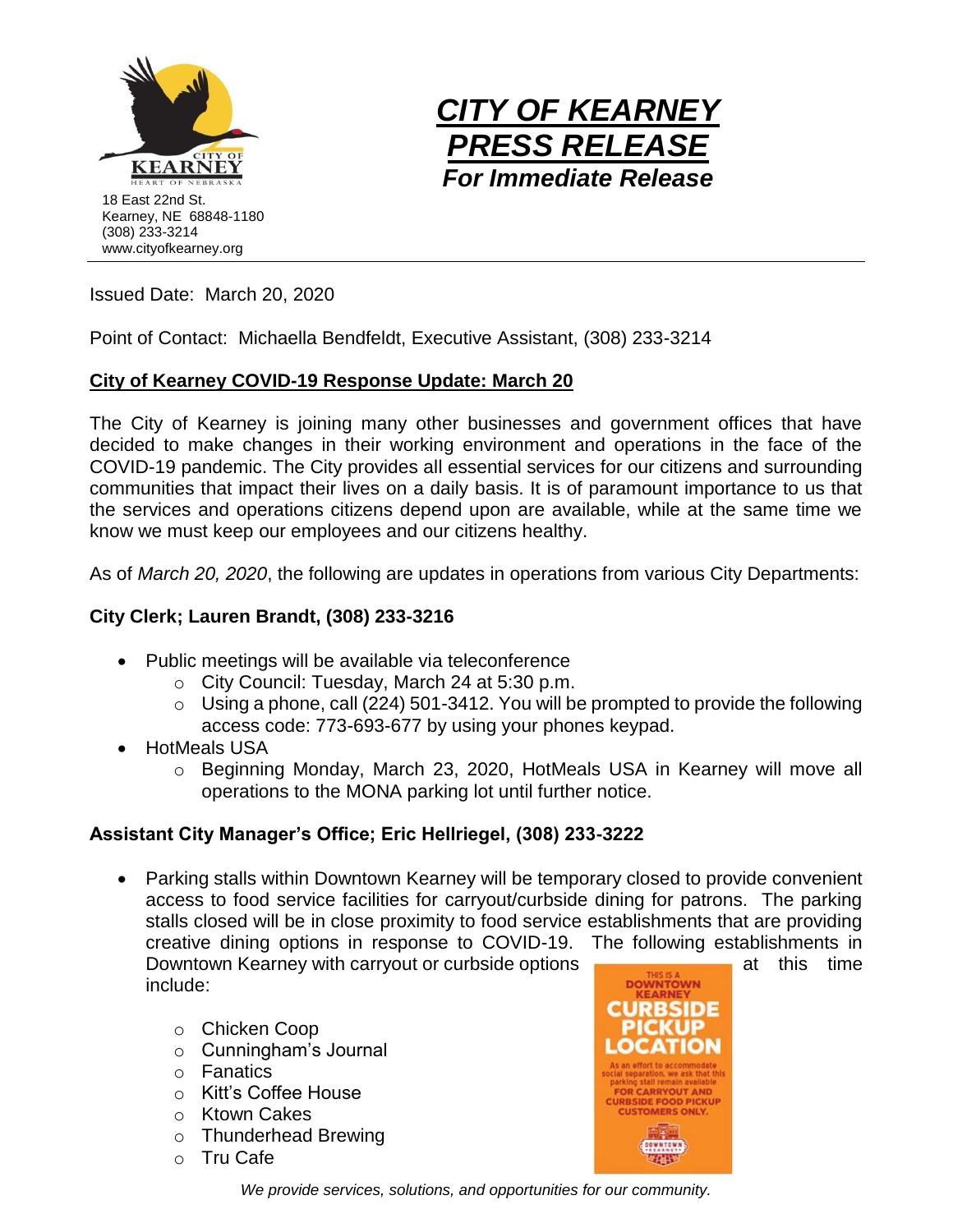18 East 22nd St.
Kearney, NE 68848-1180
(308) 233-3214
www.cityofkearney.org

# *CITY OF KEARNEY PRESS RELEASE*

***For Immediate Release***

Issued Date: March 20, 2020

Point of Contact: Michaella Bendfeldt, Executive Assistant, (308) 233-3214

## City of Kearney COVID-19 Response Update: March 20

The City of Kearney is joining many other businesses and government offices that have decided to make changes in their working environment and operations in the face of the COVID-19 pandemic. The City provides all essential services for our citizens and surrounding communities that impact their lives on a daily basis. It is of paramount importance to us that the services and operations citizens depend upon are available, while at the same time we know we must keep our employees and our citizens healthy.

As of *March 20, 2020*, the following are updates in operations from various City Departments:

### City Clerk; Lauren Brandt, (308) 233-3216

- Public meetings will be available via teleconference
  - City Council: Tuesday, March 24 at 5:30 p.m.
  - Using a phone, call (224) 501-3412. You will be prompted to provide the following access code: 773-693-677 by using your phones keypad.
- HotMeals USA
  - Beginning Monday, March 23, 2020, HotMeals USA in Kearney will move all operations to the MONA parking lot until further notice.

### Assistant City Manager's Office; Eric Hellriegel, (308) 233-3222

- Parking stalls within Downtown Kearney will be temporary closed to provide convenient access to food service facilities for carryout/curbside dining for patrons. The parking stalls closed will be in close proximity to food service establishments that are providing creative dining options in response to COVID-19. The following establishments in Downtown Kearney with carryout or curbside options at this time include:
  - Chicken Coop
  - Cunningham's Journal
  - Fanatics
  - Kitt's Coffee House
  - Ktown Cakes
  - Thunderhead Brewing
  - Tru Cafe

*We provide services, solutions, and opportunities for our community.*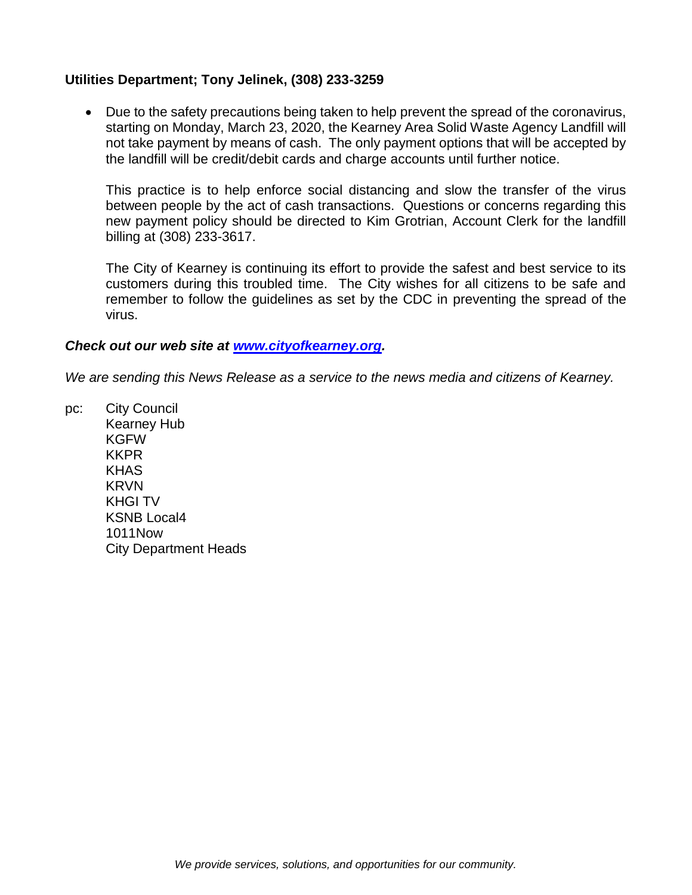**Utilities Department; Tony Jelinek, (308) 233-3259**

- Due to the safety precautions being taken to help prevent the spread of the coronavirus, starting on Monday, March 23, 2020, the Kearney Area Solid Waste Agency Landfill will not take payment by means of cash. The only payment options that will be accepted by the landfill will be credit/debit cards and charge accounts until further notice.

  This practice is to help enforce social distancing and slow the transfer of the virus between people by the act of cash transactions. Questions or concerns regarding this new payment policy should be directed to Kim Grotrian, Account Clerk for the landfill billing at (308) 233-3617.

  The City of Kearney is continuing its effort to provide the safest and best service to its customers during this troubled time. The City wishes for all citizens to be safe and remember to follow the guidelines as set by the CDC in preventing the spread of the virus.

***Check out our web site at [www.cityofkearney.org](http://www.cityofkearney.org).***

*We are sending this News Release as a service to the news media and citizens of Kearney.*

pc: City Council
Kearney Hub
KGFW
KKPR
KHAS
KRVN
KHGI TV
KSNB Local4
1011Now
City Department Heads

*We provide services, solutions, and opportunities for our community.*